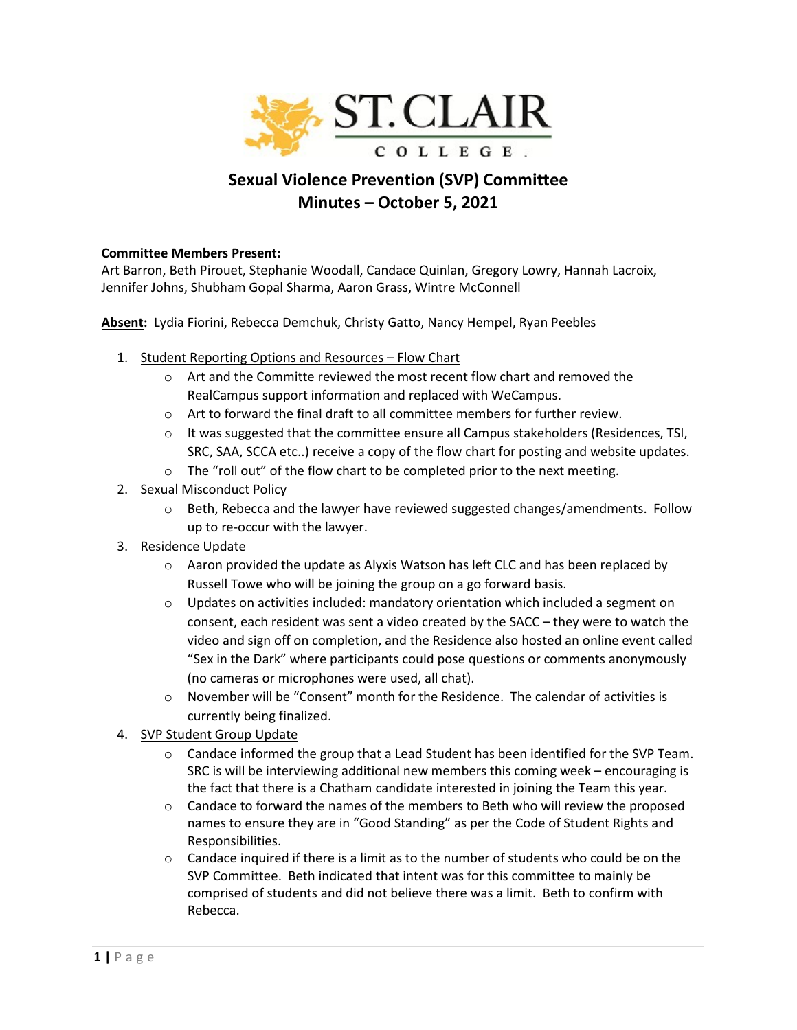ST. CLAIR COLLEGE.

# Sexual Violence Prevention (SVP) Committee
# Minutes – October 5, 2021

**Committee Members Present:**
Art Barron, Beth Pirouet, Stephanie Woodall, Candace Quinlan, Gregory Lowry, Hannah Lacroix, Jennifer Johns, Shubham Gopal Sharma, Aaron Grass, Wintre McConnell

**Absent:** Lydia Fiorini, Rebecca Demchuk, Christy Gatto, Nancy Hempel, Ryan Peebles

1. Student Reporting Options and Resources – Flow Chart
   - Art and the Committe reviewed the most recent flow chart and removed the RealCampus support information and replaced with WeCampus.
   - Art to forward the final draft to all committee members for further review.
   - It was suggested that the committee ensure all Campus stakeholders (Residences, TSI, SRC, SAA, SCCA etc..) receive a copy of the flow chart for posting and website updates.
   - The "roll out" of the flow chart to be completed prior to the next meeting.
2. Sexual Misconduct Policy
   - Beth, Rebecca and the lawyer have reviewed suggested changes/amendments. Follow up to re-occur with the lawyer.
3. Residence Update
   - Aaron provided the update as Alyxis Watson has left CLC and has been replaced by Russell Towe who will be joining the group on a go forward basis.
   - Updates on activities included: mandatory orientation which included a segment on consent, each resident was sent a video created by the SACC – they were to watch the video and sign off on completion, and the Residence also hosted an online event called "Sex in the Dark" where participants could pose questions or comments anonymously (no cameras or microphones were used, all chat).
   - November will be "Consent" month for the Residence. The calendar of activities is currently being finalized.
4. SVP Student Group Update
   - Candace informed the group that a Lead Student has been identified for the SVP Team. SRC is will be interviewing additional new members this coming week – encouraging is the fact that there is a Chatham candidate interested in joining the Team this year.
   - Candace to forward the names of the members to Beth who will review the proposed names to ensure they are in "Good Standing" as per the Code of Student Rights and Responsibilities.
   - Candace inquired if there is a limit as to the number of students who could be on the SVP Committee. Beth indicated that intent was for this committee to mainly be comprised of students and did not believe there was a limit. Beth to confirm with Rebecca.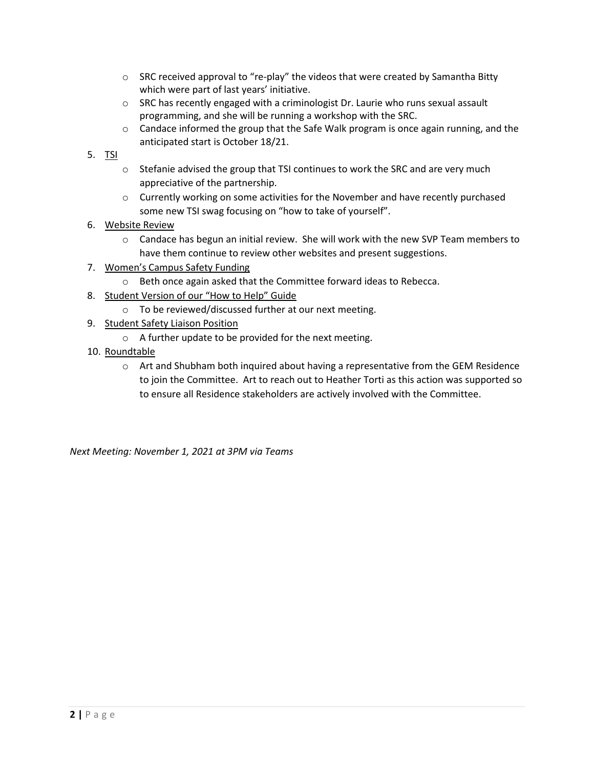- SRC received approval to "re-play" the videos that were created by Samantha Bitty which were part of last years' initiative.
- SRC has recently engaged with a criminologist Dr. Laurie who runs sexual assault programming, and she will be running a workshop with the SRC.
- Candace informed the group that the Safe Walk program is once again running, and the anticipated start is October 18/21.

5. TSI
   - Stefanie advised the group that TSI continues to work the SRC and are very much appreciative of the partnership.
   - Currently working on some activities for the November and have recently purchased some new TSI swag focusing on "how to take of yourself".
6. Website Review
   - Candace has begun an initial review. She will work with the new SVP Team members to have them continue to review other websites and present suggestions.
7. Women's Campus Safety Funding
   - Beth once again asked that the Committee forward ideas to Rebecca.
8. Student Version of our "How to Help" Guide
   - To be reviewed/discussed further at our next meeting.
9. Student Safety Liaison Position
   - A further update to be provided for the next meeting.
10. Roundtable
    - Art and Shubham both inquired about having a representative from the GEM Residence to join the Committee. Art to reach out to Heather Torti as this action was supported so to ensure all Residence stakeholders are actively involved with the Committee.

*Next Meeting: November 1, 2021 at 3PM via Teams*